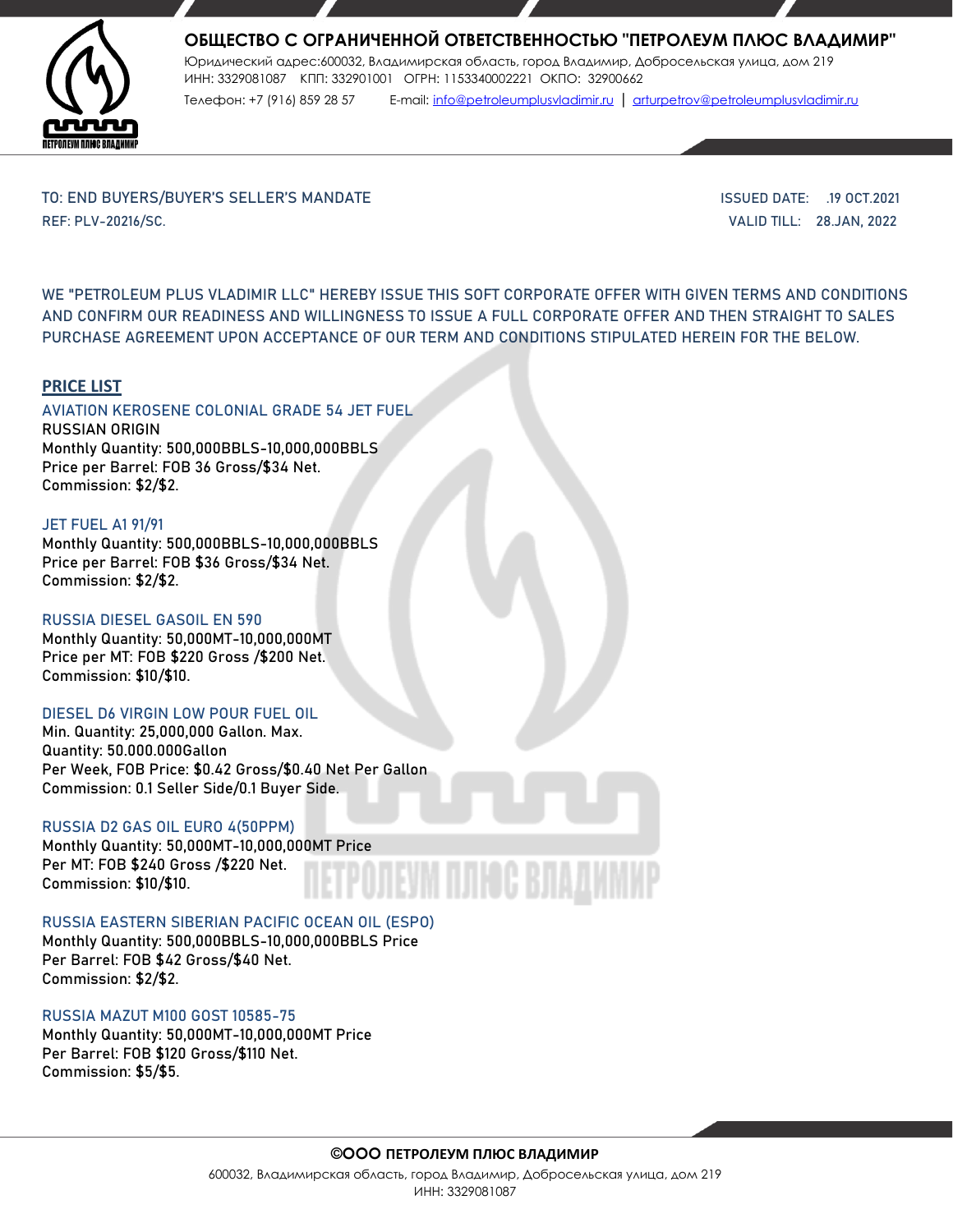# ОБЩЕСТВО С ОГРАНИЧЕННОЙ ОТВЕТСТВЕННОСТЬЮ "ПЕТРОЛЕУМ ПЛЮС ВЛАДИМИР"

Юридический адрес:600032, Владимирская область, город Владимир, Добросельская улица, дом 219
ИНН: 3329081087 КПП: 332901001 ОГРН: 1153340002221 ОКПО: 32900662
Телефон: +7 (916) 859 28 57 E-mail: info@petroleumplusvladimir.ru | arturpetrov@petroleumplusvladimir.ru

TO: END BUYERS/BUYER'S SELLER'S MANDATE
REF: PLV-20216/SC.

ISSUED DATE: .19 OCT.2021
VALID TILL: 28.JAN, 2022

WE "PETROLEUM PLUS VLADIMIR LLC" HEREBY ISSUE THIS SOFT CORPORATE OFFER WITH GIVEN TERMS AND CONDITIONS AND CONFIRM OUR READINESS AND WILLINGNESS TO ISSUE A FULL CORPORATE OFFER AND THEN STRAIGHT TO SALES PURCHASE AGREEMENT UPON ACCEPTANCE OF OUR TERM AND CONDITIONS STIPULATED HEREIN FOR THE BELOW.

## PRICE LIST

### AVIATION KEROSENE COLONIAL GRADE 54 JET FUEL

**RUSSIAN ORIGIN**
**Monthly Quantity: 500,000BBLS-10,000,000BBLS**
**Price per Barrel: FOB 36 Gross/$34 Net.**
**Commission: $2/$2.**

### JET FUEL A1 91/91

**Monthly Quantity: 500,000BBLS-10,000,000BBLS**
**Price per Barrel: FOB $36 Gross/$34 Net.**
**Commission: $2/$2.**

### RUSSIA DIESEL GASOIL EN 590

**Monthly Quantity: 50,000MT-10,000,000MT**
**Price per MT: FOB $220 Gross /$200 Net.**
**Commission: $10/$10.**

### DIESEL D6 VIRGIN LOW POUR FUEL OIL

**Min. Quantity: 25,000,000 Gallon. Max.**
**Quantity: 50.000.000Gallon**
**Per Week, FOB Price: $0.42 Gross/$0.40 Net Per Gallon**
**Commission: 0.1 Seller Side/0.1 Buyer Side.**

### RUSSIA D2 GAS OIL EURO 4(50PPM)

**Monthly Quantity: 50,000MT-10,000,000MT Price**
**Per MT: FOB $240 Gross /$220 Net.**
**Commission: $10/$10.**

### RUSSIA EASTERN SIBERIAN PACIFIC OCEAN OIL (ESPO)

**Monthly Quantity: 500,000BBLS-10,000,000BBLS Price**
**Per Barrel: FOB $42 Gross/$40 Net.**
**Commission: $2/$2.**

### RUSSIA MAZUT M100 GOST 10585-75

**Monthly Quantity: 50,000MT-10,000,000MT Price**
**Per Barrel: FOB $120 Gross/$110 Net.**
**Commission: $5/$5.**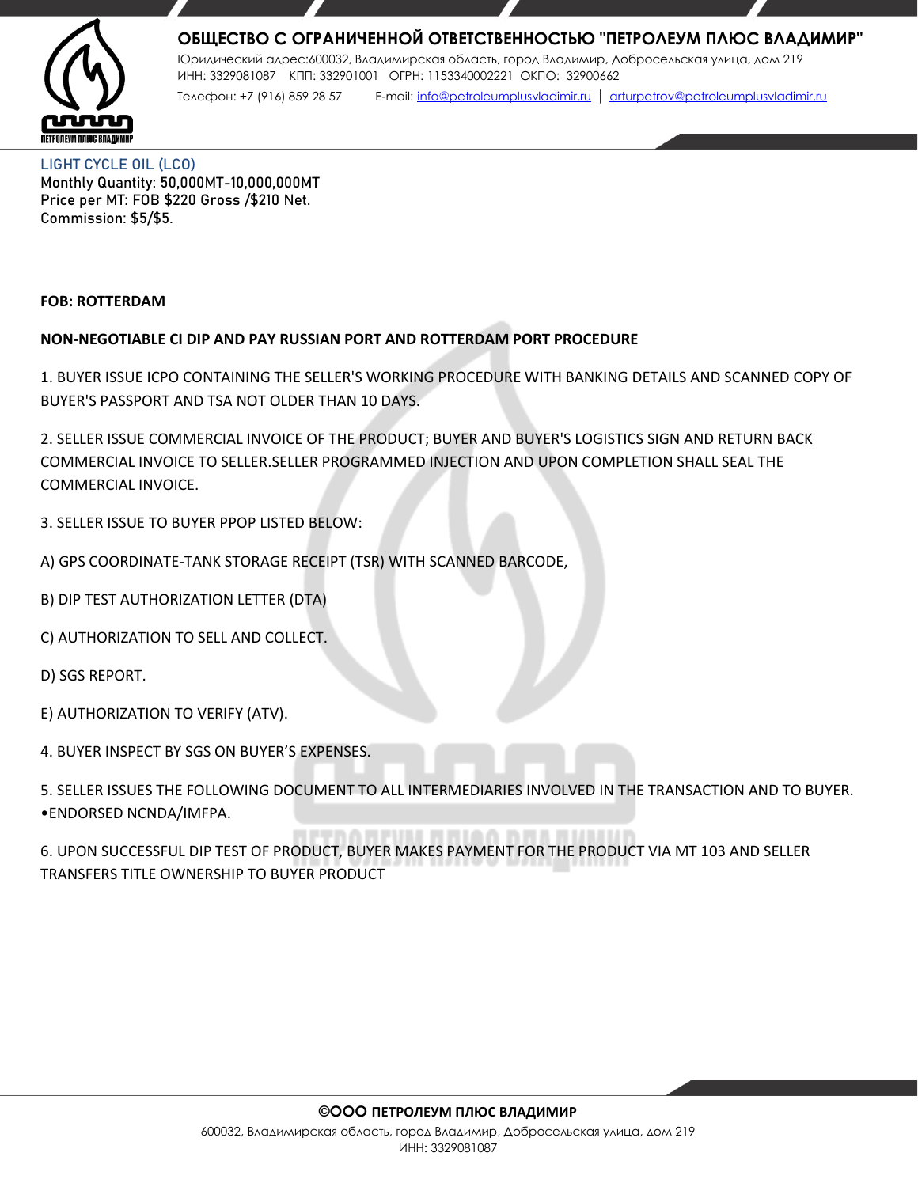# ОБЩЕСТВО С ОГРАНИЧЕННОЙ ОТВЕТСТВЕННОСТЬЮ "ПЕТРОЛЕУМ ПЛЮС ВЛАДИМИР"

Юридический адрес:600032, Владимирская область, город Владимир, Добросельская улица, дом 219
ИНН: 3329081087 КПП: 332901001 ОГРН: 1153340002221 ОКПО: 32900662
Телефон: +7 (916) 859 28 57 E-mail: info@petroleumplusvladimir.ru | arturpetrov@petroleumplusvladimir.ru

**LIGHT CYCLE OIL (LCO)**
**Monthly Quantity: 50,000MT-10,000,000MT**
**Price per MT: FOB $220 Gross /$210 Net.**
**Commission: $5/$5.**

**FOB: ROTTERDAM**

**NON-NEGOTIABLE CI DIP AND PAY RUSSIAN PORT AND ROTTERDAM PORT PROCEDURE**

1. BUYER ISSUE ICPO CONTAINING THE SELLER'S WORKING PROCEDURE WITH BANKING DETAILS AND SCANNED COPY OF BUYER'S PASSPORT AND TSA NOT OLDER THAN 10 DAYS.

2. SELLER ISSUE COMMERCIAL INVOICE OF THE PRODUCT; BUYER AND BUYER'S LOGISTICS SIGN AND RETURN BACK COMMERCIAL INVOICE TO SELLER.SELLER PROGRAMMED INJECTION AND UPON COMPLETION SHALL SEAL THE COMMERCIAL INVOICE.

3. SELLER ISSUE TO BUYER PPOP LISTED BELOW:

A) GPS COORDINATE-TANK STORAGE RECEIPT (TSR) WITH SCANNED BARCODE,

B) DIP TEST AUTHORIZATION LETTER (DTA)

C) AUTHORIZATION TO SELL AND COLLECT.

D) SGS REPORT.

E) AUTHORIZATION TO VERIFY (ATV).

4. BUYER INSPECT BY SGS ON BUYER'S EXPENSES.

5. SELLER ISSUES THE FOLLOWING DOCUMENT TO ALL INTERMEDIARIES INVOLVED IN THE TRANSACTION AND TO BUYER.
•ENDORSED NCNDA/IMFPA.

6. UPON SUCCESSFUL DIP TEST OF PRODUCT, BUYER MAKES PAYMENT FOR THE PRODUCT VIA MT 103 AND SELLER TRANSFERS TITLE OWNERSHIP TO BUYER PRODUCT

**©ООО ПЕТРОЛЕУМ ПЛЮС ВЛАДИМИР**
600032, Владимирская область, город Владимир, Добросельская улица, дом 219
ИНН: 3329081087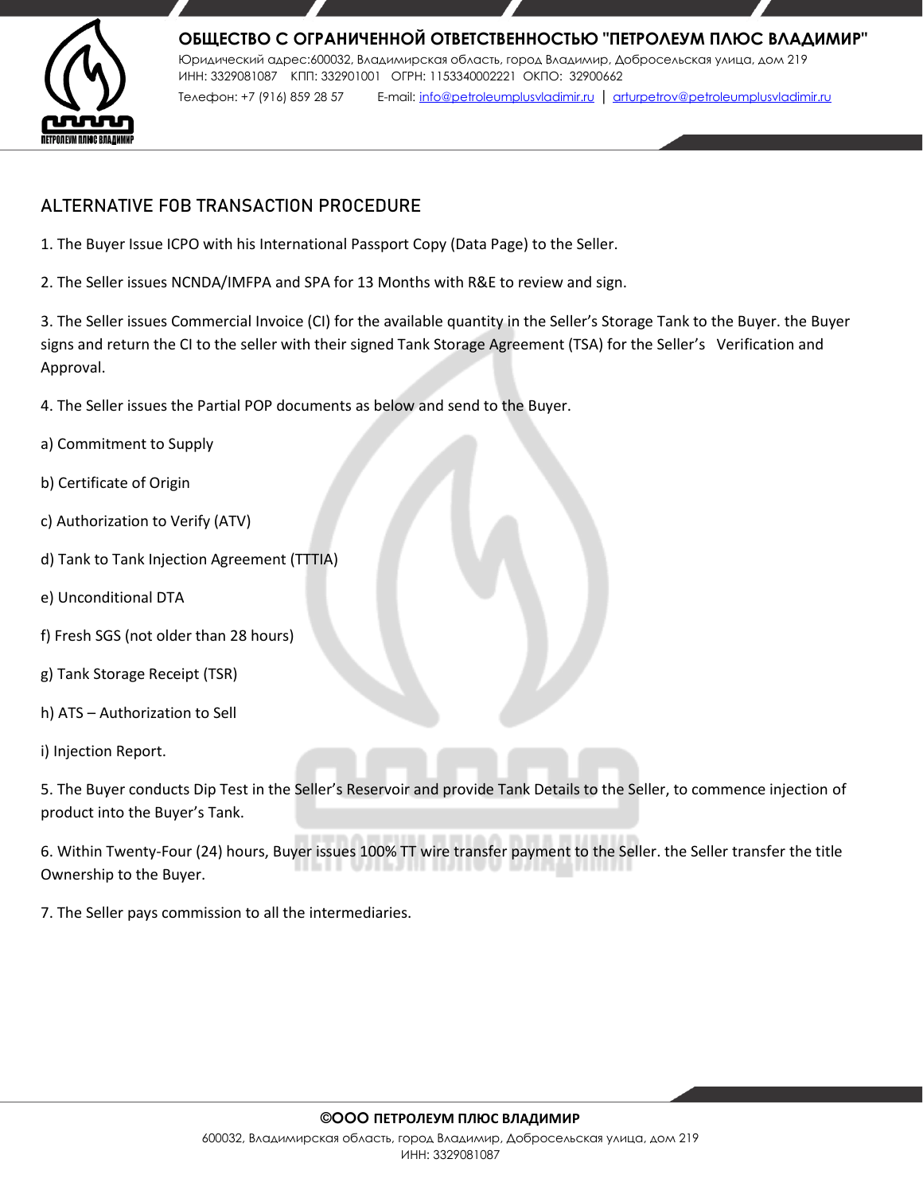## ALTERNATIVE FOB TRANSACTION PROCEDURE

1. The Buyer Issue ICPO with his International Passport Copy (Data Page) to the Seller.

2. The Seller issues NCNDA/IMFPA and SPA for 13 Months with R&E to review and sign.

3. The Seller issues Commercial Invoice (CI) for the available quantity in the Seller's Storage Tank to the Buyer. the Buyer signs and return the CI to the seller with their signed Tank Storage Agreement (TSA) for the Seller's Verification and Approval.

4. The Seller issues the Partial POP documents as below and send to the Buyer.

a) Commitment to Supply

b) Certificate of Origin

c) Authorization to Verify (ATV)

d) Tank to Tank Injection Agreement (TTTIA)

e) Unconditional DTA

f) Fresh SGS (not older than 28 hours)

g) Tank Storage Receipt (TSR)

h) ATS – Authorization to Sell

i) Injection Report.

5. The Buyer conducts Dip Test in the Seller's Reservoir and provide Tank Details to the Seller, to commence injection of product into the Buyer's Tank.

6. Within Twenty-Four (24) hours, Buyer issues 100% TT wire transfer payment to the Seller. the Seller transfer the title Ownership to the Buyer.

7. The Seller pays commission to all the intermediaries.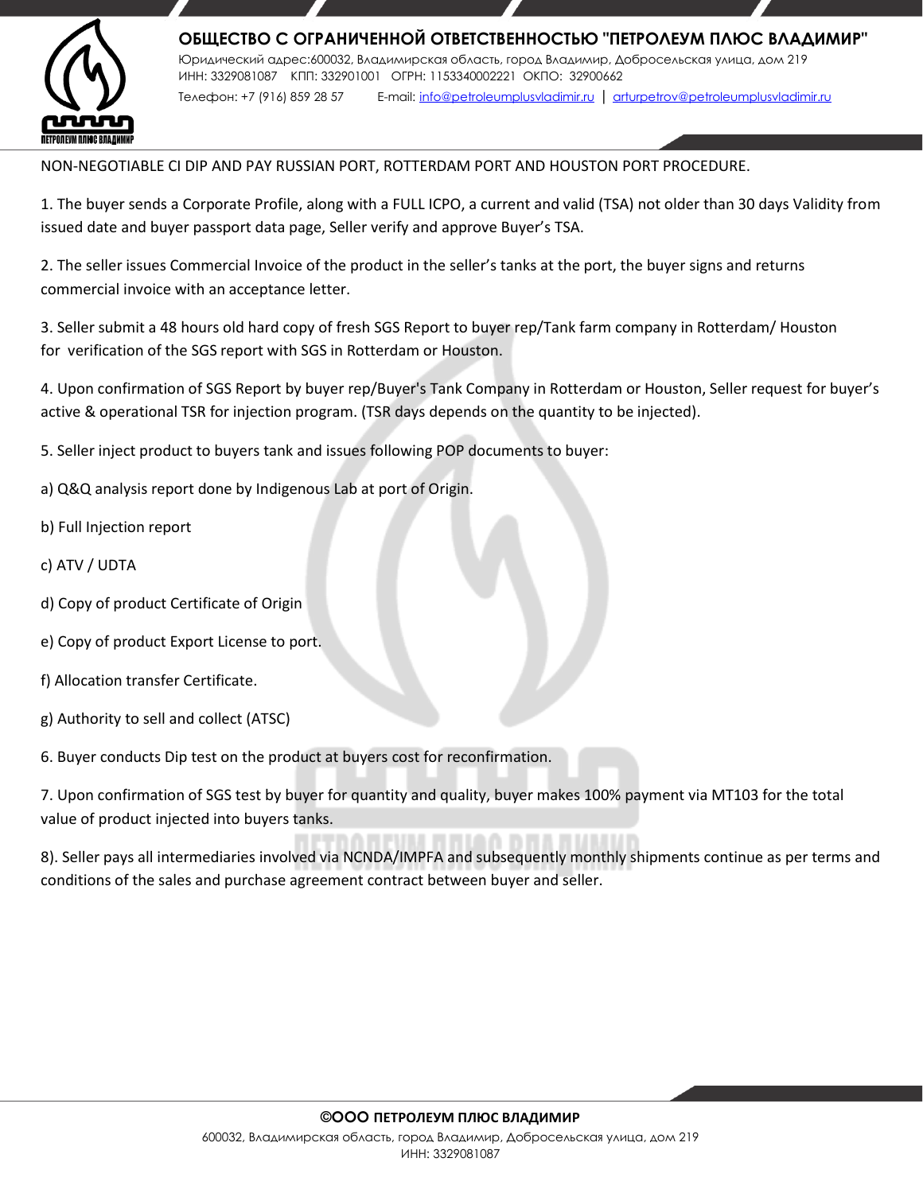NON-NEGOTIABLE CI DIP AND PAY RUSSIAN PORT, ROTTERDAM PORT AND HOUSTON PORT PROCEDURE.

1. The buyer sends a Corporate Profile, along with a FULL ICPO, a current and valid (TSA) not older than 30 days Validity from issued date and buyer passport data page, Seller verify and approve Buyer's TSA.

2. The seller issues Commercial Invoice of the product in the seller's tanks at the port, the buyer signs and returns commercial invoice with an acceptance letter.

3. Seller submit a 48 hours old hard copy of fresh SGS Report to buyer rep/Tank farm company in Rotterdam/ Houston for verification of the SGS report with SGS in Rotterdam or Houston.

4. Upon confirmation of SGS Report by buyer rep/Buyer's Tank Company in Rotterdam or Houston, Seller request for buyer's active & operational TSR for injection program. (TSR days depends on the quantity to be injected).

5. Seller inject product to buyers tank and issues following POP documents to buyer:

a) Q&Q analysis report done by Indigenous Lab at port of Origin.

b) Full Injection report

c) ATV / UDTA

d) Copy of product Certificate of Origin

e) Copy of product Export License to port.

f) Allocation transfer Certificate.

g) Authority to sell and collect (ATSC)

6. Buyer conducts Dip test on the product at buyers cost for reconfirmation.

7. Upon confirmation of SGS test by buyer for quantity and quality, buyer makes 100% payment via MT103 for the total value of product injected into buyers tanks.

8). Seller pays all intermediaries involved via NCNDA/IMPFA and subsequently monthly shipments continue as per terms and conditions of the sales and purchase agreement contract between buyer and seller.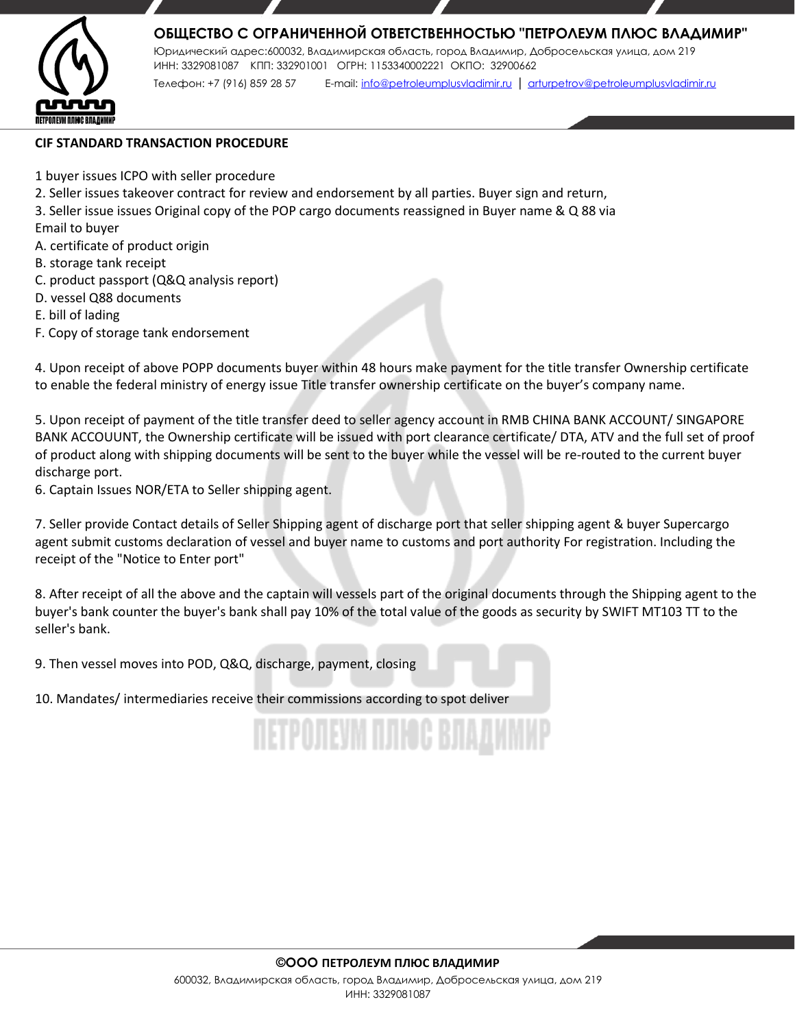**CIF STANDARD TRANSACTION PROCEDURE**

1 buyer issues ICPO with seller procedure

2. Seller issues takeover contract for review and endorsement by all parties. Buyer sign and return,

3. Seller issue issues Original copy of the POP cargo documents reassigned in Buyer name & Q 88 via Email to buyer

A. certificate of product origin

B. storage tank receipt

C. product passport (Q&Q analysis report)

D. vessel Q88 documents

E. bill of lading

F. Copy of storage tank endorsement

4. Upon receipt of above POPP documents buyer within 48 hours make payment for the title transfer Ownership certificate to enable the federal ministry of energy issue Title transfer ownership certificate on the buyer's company name.

5. Upon receipt of payment of the title transfer deed to seller agency account in RMB CHINA BANK ACCOUNT/ SINGAPORE BANK ACCOUUNT, the Ownership certificate will be issued with port clearance certificate/ DTA, ATV and the full set of proof of product along with shipping documents will be sent to the buyer while the vessel will be re-routed to the current buyer discharge port.

6. Captain Issues NOR/ETA to Seller shipping agent.

7. Seller provide Contact details of Seller Shipping agent of discharge port that seller shipping agent & buyer Supercargo agent submit customs declaration of vessel and buyer name to customs and port authority For registration. Including the receipt of the "Notice to Enter port"

8. After receipt of all the above and the captain will vessels part of the original documents through the Shipping agent to the buyer's bank counter the buyer's bank shall pay 10% of the total value of the goods as security by SWIFT MT103 TT to the seller's bank.

9. Then vessel moves into POD, Q&Q, discharge, payment, closing

10. Mandates/ intermediaries receive their commissions according to spot deliver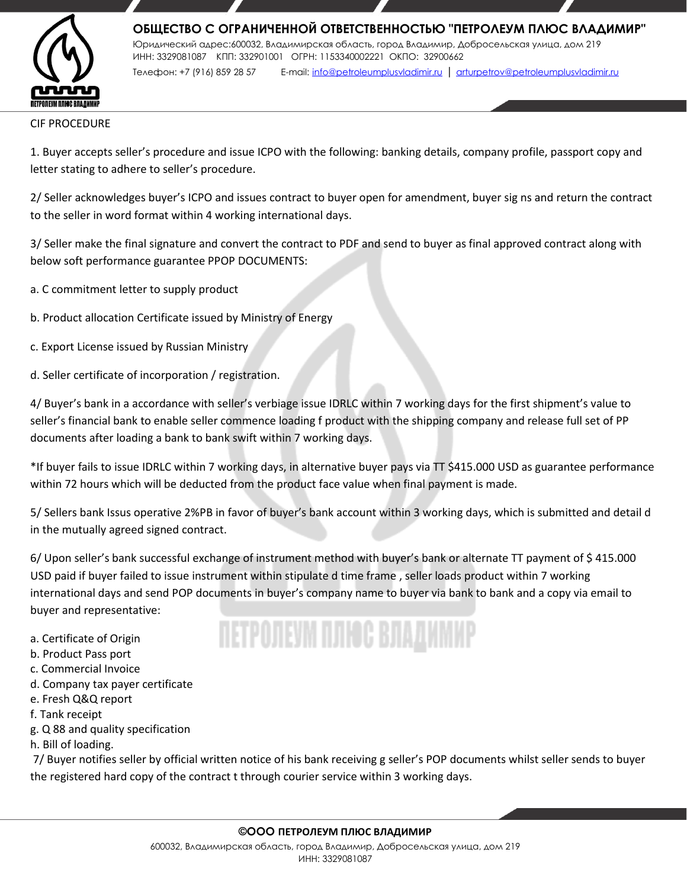**ОБЩЕСТВО С ОГРАНИЧЕННОЙ ОТВЕТСТВЕННОСТЬЮ "ПЕТРОЛЕУМ ПЛЮС ВЛАДИМИР"**

Юридический адрес:600032, Владимирская область, город Владимир, Добросельская улица, дом 219
ИНН: 3329081087 КПП: 332901001 ОГРН: 1153340002221 ОКПО: 32900662
Телефон: +7 (916) 859 28 57 E-mail: info@petroleumplusvladimir.ru | arturpetrov@petroleumplusvladimir.ru

CIF PROCEDURE

1. Buyer accepts seller's procedure and issue ICPO with the following: banking details, company profile, passport copy and letter stating to adhere to seller's procedure.

2/ Seller acknowledges buyer's ICPO and issues contract to buyer open for amendment, buyer sig ns and return the contract to the seller in word format within 4 working international days.

3/ Seller make the final signature and convert the contract to PDF and send to buyer as final approved contract along with below soft performance guarantee PPOP DOCUMENTS:

a. C commitment letter to supply product

b. Product allocation Certificate issued by Ministry of Energy

c. Export License issued by Russian Ministry

d. Seller certificate of incorporation / registration.

4/ Buyer's bank in a accordance with seller's verbiage issue IDRLC within 7 working days for the first shipment's value to seller's financial bank to enable seller commence loading f product with the shipping company and release full set of PP documents after loading a bank to bank swift within 7 working days.

*If buyer fails to issue IDRLC within 7 working days, in alternative buyer pays via TT $415.000 USD as guarantee performance within 72 hours which will be deducted from the product face value when final payment is made.

5/ Sellers bank Issus operative 2%PB in favor of buyer's bank account within 3 working days, which is submitted and detail d in the mutually agreed signed contract.

6/ Upon seller's bank successful exchange of instrument method with buyer's bank or alternate TT payment of $ 415.000 USD paid if buyer failed to issue instrument within stipulate d time frame , seller loads product within 7 working international days and send POP documents in buyer's company name to buyer via bank to bank and a copy via email to buyer and representative:

a. Certificate of Origin
b. Product Pass port
c. Commercial Invoice
d. Company tax payer certificate
e. Fresh Q&Q report
f. Tank receipt
g. Q 88 and quality specification
h. Bill of loading.

7/ Buyer notifies seller by official written notice of his bank receiving g seller's POP documents whilst seller sends to buyer the registered hard copy of the contract t through courier service within 3 working days.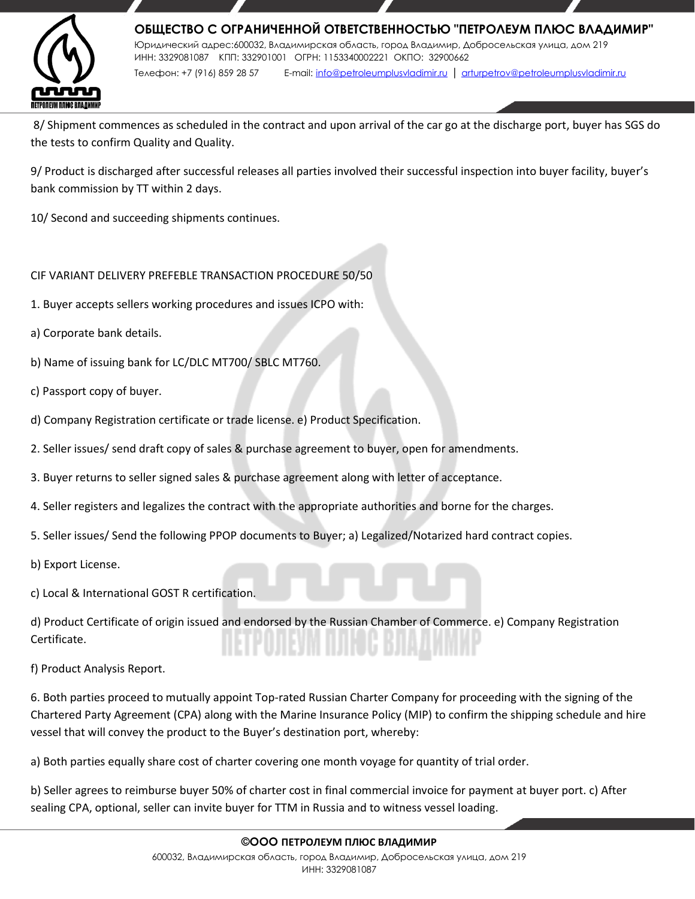8/ Shipment commences as scheduled in the contract and upon arrival of the car go at the discharge port, buyer has SGS do the tests to confirm Quality and Quality.

9/ Product is discharged after successful releases all parties involved their successful inspection into buyer facility, buyer's bank commission by TT within 2 days.

10/ Second and succeeding shipments continues.

CIF VARIANT DELIVERY PREFEBLE TRANSACTION PROCEDURE 50/50

1. Buyer accepts sellers working procedures and issues ICPO with:

a) Corporate bank details.

b) Name of issuing bank for LC/DLC MT700/ SBLC MT760.

c) Passport copy of buyer.

d) Company Registration certificate or trade license. e) Product Specification.

2. Seller issues/ send draft copy of sales & purchase agreement to buyer, open for amendments.

3. Buyer returns to seller signed sales & purchase agreement along with letter of acceptance.

4. Seller registers and legalizes the contract with the appropriate authorities and borne for the charges.

5. Seller issues/ Send the following PPOP documents to Buyer; a) Legalized/Notarized hard contract copies.

b) Export License.

c) Local & International GOST R certification.

d) Product Certificate of origin issued and endorsed by the Russian Chamber of Commerce. e) Company Registration Certificate.

f) Product Analysis Report.

6. Both parties proceed to mutually appoint Top-rated Russian Charter Company for proceeding with the signing of the Chartered Party Agreement (CPA) along with the Marine Insurance Policy (MIP) to confirm the shipping schedule and hire vessel that will convey the product to the Buyer's destination port, whereby:

a) Both parties equally share cost of charter covering one month voyage for quantity of trial order.

b) Seller agrees to reimburse buyer 50% of charter cost in final commercial invoice for payment at buyer port. c) After sealing CPA, optional, seller can invite buyer for TTM in Russia and to witness vessel loading.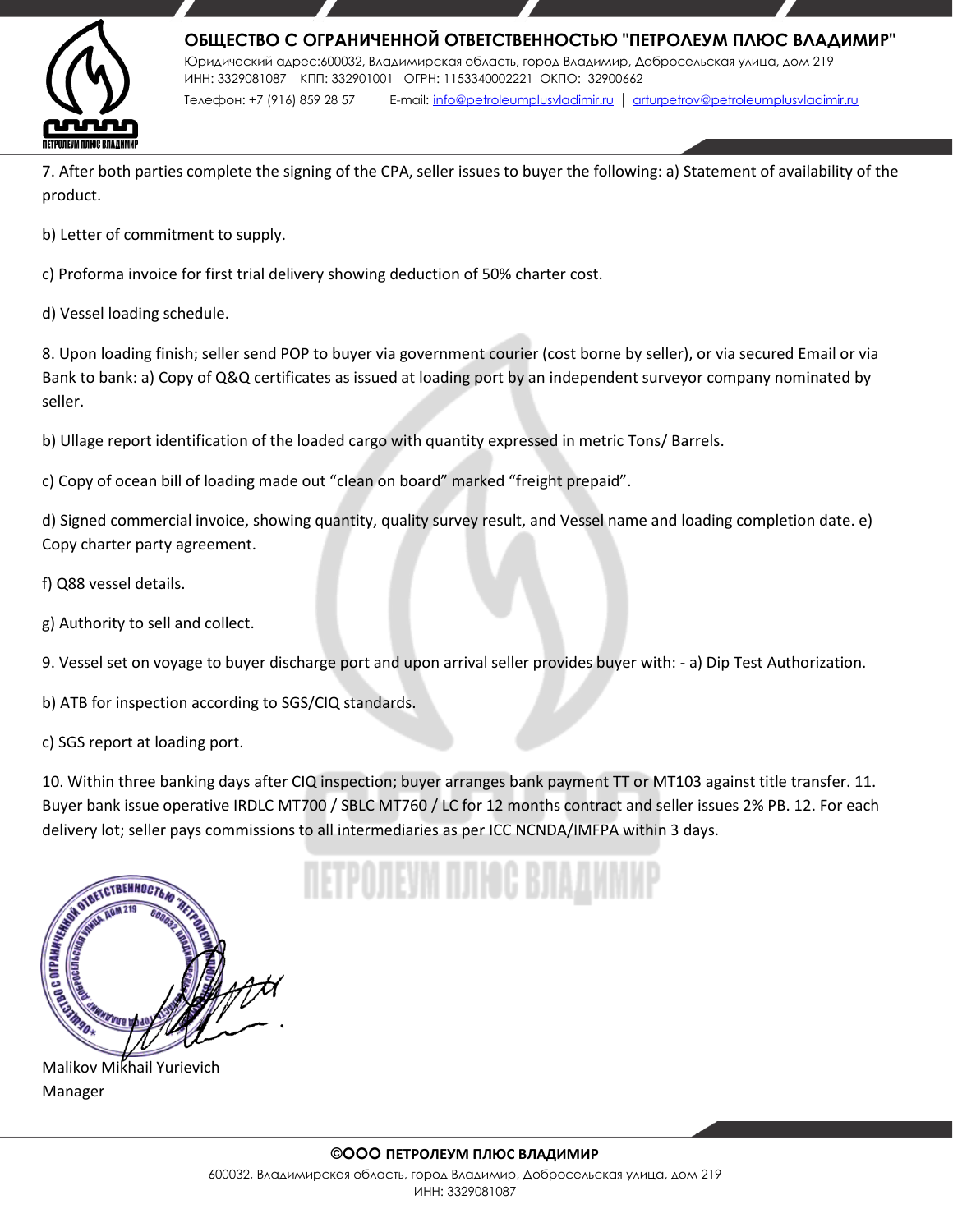7. After both parties complete the signing of the CPA, seller issues to buyer the following: a) Statement of availability of the product.

b) Letter of commitment to supply.

c) Proforma invoice for first trial delivery showing deduction of 50% charter cost.

d) Vessel loading schedule.

8. Upon loading finish; seller send POP to buyer via government courier (cost borne by seller), or via secured Email or via Bank to bank: a) Copy of Q&Q certificates as issued at loading port by an independent surveyor company nominated by seller.

b) Ullage report identification of the loaded cargo with quantity expressed in metric Tons/ Barrels.

c) Copy of ocean bill of loading made out “clean on board” marked “freight prepaid”.

d) Signed commercial invoice, showing quantity, quality survey result, and Vessel name and loading completion date. e) Copy charter party agreement.

f) Q88 vessel details.

g) Authority to sell and collect.

9. Vessel set on voyage to buyer discharge port and upon arrival seller provides buyer with: - a) Dip Test Authorization.

b) ATB for inspection according to SGS/CIQ standards.

c) SGS report at loading port.

10. Within three banking days after CIQ inspection; buyer arranges bank payment TT or MT103 against title transfer. 11. Buyer bank issue operative IRDLC MT700 / SBLC MT760 / LC for 12 months contract and seller issues 2% PB. 12. For each delivery lot; seller pays commissions to all intermediaries as per ICC NCNDA/IMFPA within 3 days.

Malikov Mikhail Yurievich
Manager